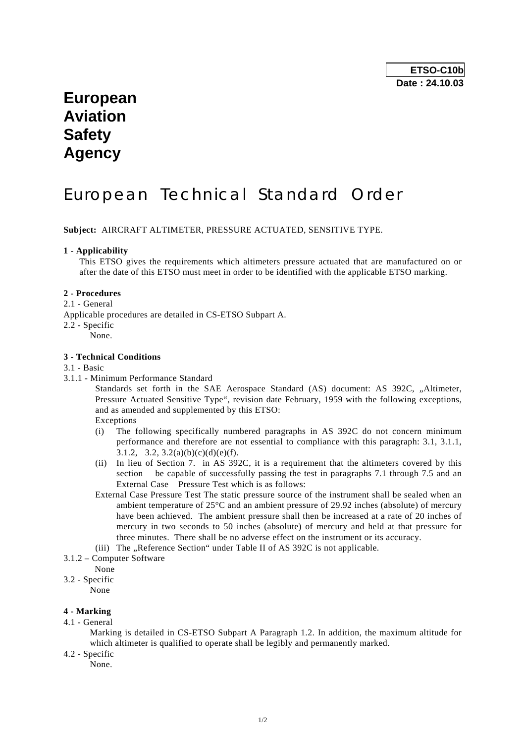**ETSO-C10b**
**Date : 24.10.03**

# European Aviation Safety Agency

# European Technical Standard Order

**Subject:** AIRCRAFT ALTIMETER, PRESSURE ACTUATED, SENSITIVE TYPE.

**1 - Applicability**

This ETSO gives the requirements which altimeters pressure actuated that are manufactured on or after the date of this ETSO must meet in order to be identified with the applicable ETSO marking.

**2 - Procedures**

2.1 - General

Applicable procedures are detailed in CS-ETSO Subpart A.

2.2 - Specific

None.

**3 - Technical Conditions**

3.1 - Basic

3.1.1 - Minimum Performance Standard

Standards set forth in the SAE Aerospace Standard (AS) document: AS 392C, „Altimeter, Pressure Actuated Sensitive Type", revision date February, 1959 with the following exceptions, and as amended and supplemented by this ETSO:

Exceptions

(i) The following specifically numbered paragraphs in AS 392C do not concern minimum performance and therefore are not essential to compliance with this paragraph: 3.1, 3.1.1, 3.1.2, 3.2, 3.2(a)(b)(c)(d)(e)(f).

(ii) In lieu of Section 7. in AS 392C, it is a requirement that the altimeters covered by this section be capable of successfully passing the test in paragraphs 7.1 through 7.5 and an External Case Pressure Test which is as follows:

External Case Pressure Test The static pressure source of the instrument shall be sealed when an ambient temperature of 25°C and an ambient pressure of 29.92 inches (absolute) of mercury have been achieved. The ambient pressure shall then be increased at a rate of 20 inches of mercury in two seconds to 50 inches (absolute) of mercury and held at that pressure for three minutes. There shall be no adverse effect on the instrument or its accuracy.

(iii) The „Reference Section" under Table II of AS 392C is not applicable.

3.1.2 – Computer Software

None

3.2 - Specific

None

**4 - Marking**

4.1 - General

Marking is detailed in CS-ETSO Subpart A Paragraph 1.2. In addition, the maximum altitude for which altimeter is qualified to operate shall be legibly and permanently marked.

4.2 - Specific

None.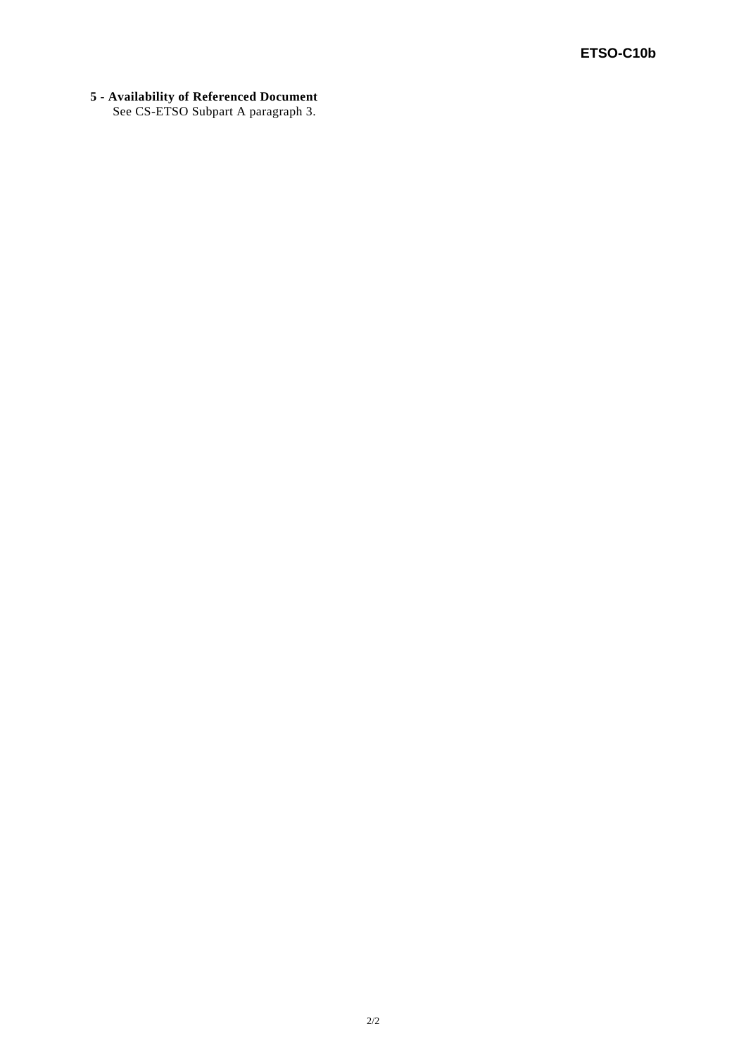**5 - Availability of Referenced Document**

See CS-ETSO Subpart A paragraph 3.